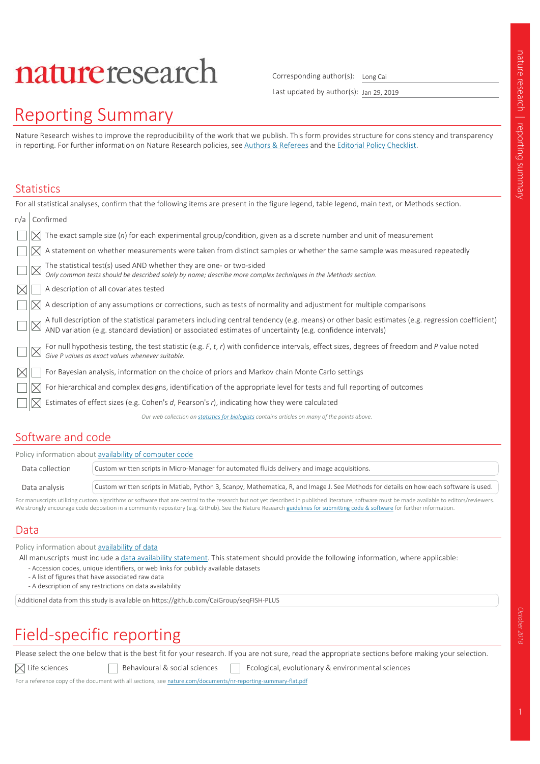# nature research

Corresponding author(s): Long Cai

Last updated by author(s): Jan 29, 2019

# Reporting Summary

Nature Research wishes to improve the reproducibility of the work that we publish. This form provides structure for consistency and transparency in reporting. For further information on Nature Research policies, see Authors & Referees and the Editorial Policy Checklist.

## Statistics

For all statistical analyses, confirm that the following items are present in the figure legend, table legend, main text, or Methods section.

| n/a | Confirmed | |
|---|---|---|
| ☐ | ☒ | The exact sample size ($n$) for each experimental group/condition, given as a discrete number and unit of measurement |
| ☐ | ☒ | A statement on whether measurements were taken from distinct samples or whether the same sample was measured repeatedly |
| ☐ | ☒ | The statistical test(s) used AND whether they are one- or two-sided<br>*Only common tests should be described solely by name; describe more complex techniques in the Methods section.* |
| ☒ | ☐ | A description of all covariates tested |
| ☐ | ☒ | A description of any assumptions or corrections, such as tests of normality and adjustment for multiple comparisons |
| ☐ | ☒ | A full description of the statistical parameters including central tendency (e.g. means) or other basic estimates (e.g. regression coefficient) AND variation (e.g. standard deviation) or associated estimates of uncertainty (e.g. confidence intervals) |
| ☐ | ☒ | For null hypothesis testing, the test statistic (e.g. $F$, $t$, $r$) with confidence intervals, effect sizes, degrees of freedom and $P$ value noted<br>*Give P values as exact values whenever suitable.* |
| ☒ | ☐ | For Bayesian analysis, information on the choice of priors and Markov chain Monte Carlo settings |
| ☐ | ☒ | For hierarchical and complex designs, identification of the appropriate level for tests and full reporting of outcomes |
| ☐ | ☒ | Estimates of effect sizes (e.g. Cohen's $d$, Pearson's $r$), indicating how they were calculated |

*Our web collection on statistics for biologists contains articles on many of the points above.*

## Software and code

Policy information about availability of computer code

| | |
|---|---|
| Data collection | Custom written scripts in Micro-Manager for automated fluids delivery and image acquisitions. |
| Data analysis | Custom written scripts in Matlab, Python 3, Scanpy, Mathematica, R, and Image J. See Methods for details on how each software is used. |

For manuscripts utilizing custom algorithms or software that are central to the research but not yet described in published literature, software must be made available to editors/reviewers. We strongly encourage code deposition in a community repository (e.g. GitHub). See the Nature Research guidelines for submitting code & software for further information.

## Data

Policy information about availability of data

All manuscripts must include a data availability statement. This statement should provide the following information, where applicable:
- Accession codes, unique identifiers, or web links for publicly available datasets
- A list of figures that have associated raw data
- A description of any restrictions on data availability

Additional data from this study is available on https://github.com/CaiGroup/seqFISH-PLUS

# Field-specific reporting

Please select the one below that is the best fit for your research. If you are not sure, read the appropriate sections before making your selection.

☒ Life sciences ☐ Behavioural & social sciences ☐ Ecological, evolutionary & environmental sciences

For a reference copy of the document with all sections, see nature.com/documents/nr-reporting-summary-flat.pdf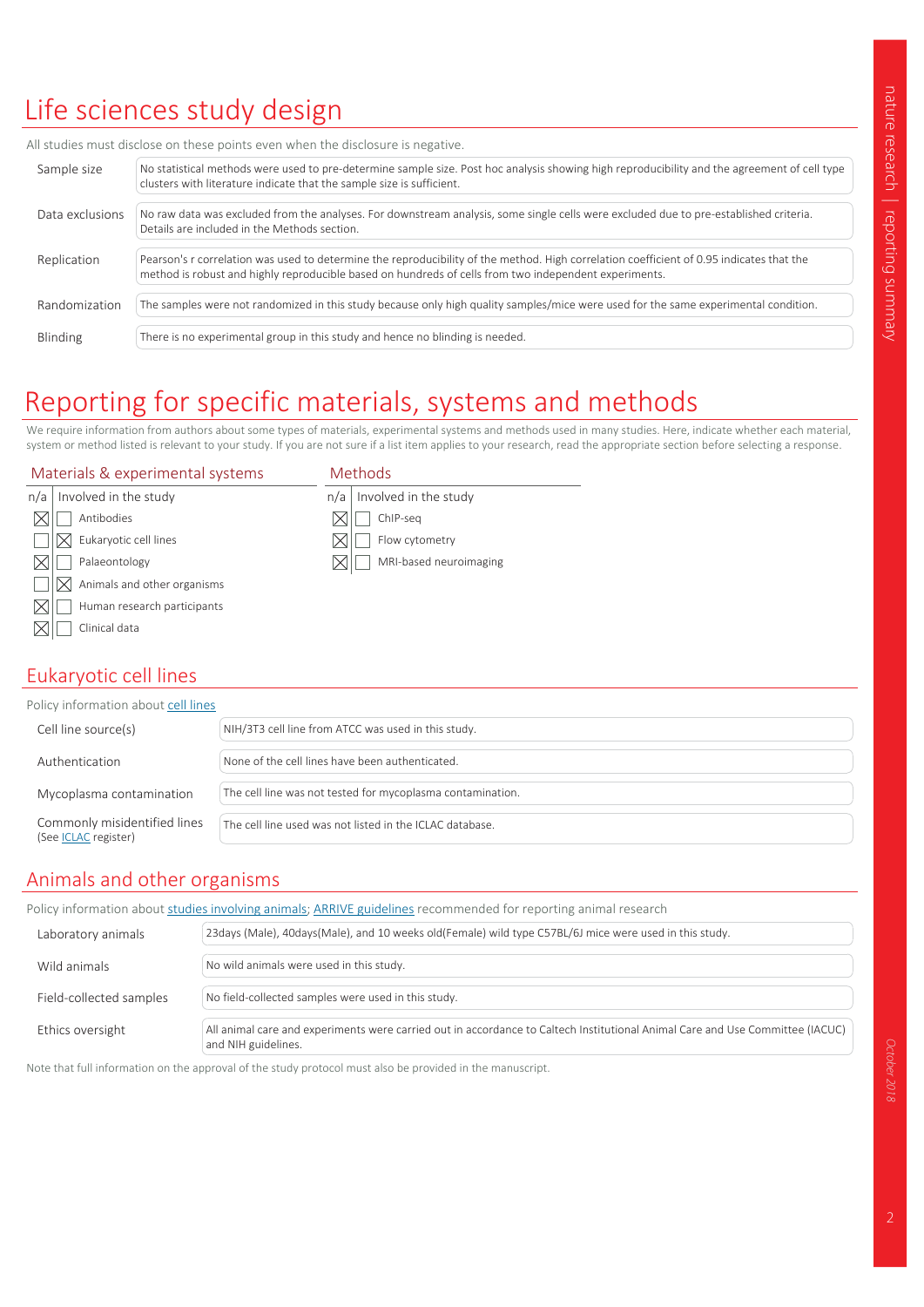# Life sciences study design

All studies must disclose on these points even when the disclosure is negative.

| | |
|---|---|
| Sample size | No statistical methods were used to pre-determine sample size. Post hoc analysis showing high reproducibility and the agreement of cell type clusters with literature indicate that the sample size is sufficient. |
| Data exclusions | No raw data was excluded from the analyses. For downstream analysis, some single cells were excluded due to pre-established criteria. Details are included in the Methods section. |
| Replication | Pearson's r correlation was used to determine the reproducibility of the method. High correlation coefficient of 0.95 indicates that the method is robust and highly reproducible based on hundreds of cells from two independent experiments. |
| Randomization | The samples were not randomized in this study because only high quality samples/mice were used for the same experimental condition. |
| Blinding | There is no experimental group in this study and hence no blinding is needed. |

# Reporting for specific materials, systems and methods

We require information from authors about some types of materials, experimental systems and methods used in many studies. Here, indicate whether each material, system or method listed is relevant to your study. If you are not sure if a list item applies to your research, read the appropriate section before selecting a response.

## Materials & experimental systems

| n/a | Involved in the study | |
|---|---|---|
| ☒ | ☐ | Antibodies |
| ☐ | ☒ | Eukaryotic cell lines |
| ☒ | ☐ | Palaeontology |
| ☐ | ☒ | Animals and other organisms |
| ☒ | ☐ | Human research participants |
| ☒ | ☐ | Clinical data |

## Methods

| n/a | Involved in the study | |
|---|---|---|
| ☒ | ☐ | ChIP-seq |
| ☒ | ☐ | Flow cytometry |
| ☒ | ☐ | MRI-based neuroimaging |

## Eukaryotic cell lines

Policy information about cell lines

| | |
|---|---|
| Cell line source(s) | NIH/3T3 cell line from ATCC was used in this study. |
| Authentication | None of the cell lines have been authenticated. |
| Mycoplasma contamination | The cell line was not tested for mycoplasma contamination. |
| Commonly misidentified lines (See ICLAC register) | The cell line used was not listed in the ICLAC database. |

## Animals and other organisms

Policy information about studies involving animals; ARRIVE guidelines recommended for reporting animal research

| | |
|---|---|
| Laboratory animals | 23days (Male), 40days(Male), and 10 weeks old(Female) wild type C57BL/6J mice were used in this study. |
| Wild animals | No wild animals were used in this study. |
| Field-collected samples | No field-collected samples were used in this study. |
| Ethics oversight | All animal care and experiments were carried out in accordance to Caltech Institutional Animal Care and Use Committee (IACUC) and NIH guidelines. |

Note that full information on the approval of the study protocol must also be provided in the manuscript.